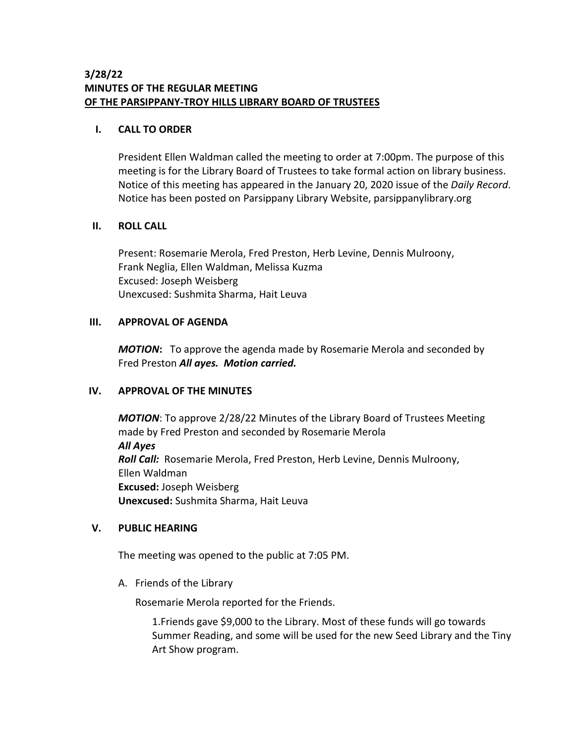**3/28/22**
**MINUTES OF THE REGULAR MEETING**
**OF THE PARSIPPANY-TROY HILLS LIBRARY BOARD OF TRUSTEES**

## I. CALL TO ORDER

President Ellen Waldman called the meeting to order at 7:00pm. The purpose of this meeting is for the Library Board of Trustees to take formal action on library business. Notice of this meeting has appeared in the January 20, 2020 issue of the *Daily Record*. Notice has been posted on Parsippany Library Website, parsippanylibrary.org

## II. ROLL CALL

Present: Rosemarie Merola, Fred Preston, Herb Levine, Dennis Mulroony, Frank Neglia, Ellen Waldman, Melissa Kuzma
Excused: Joseph Weisberg
Unexcused: Sushmita Sharma, Hait Leuva

## III. APPROVAL OF AGENDA

***MOTION*****:** To approve the agenda made by Rosemarie Merola and seconded by Fred Preston ***All ayes. Motion carried.***

## IV. APPROVAL OF THE MINUTES

***MOTION***: To approve 2/28/22 Minutes of the Library Board of Trustees Meeting made by Fred Preston and seconded by Rosemarie Merola
***All Ayes***
***Roll Call:*** Rosemarie Merola, Fred Preston, Herb Levine, Dennis Mulroony, Ellen Waldman
**Excused:** Joseph Weisberg
**Unexcused:** Sushmita Sharma, Hait Leuva

## V. PUBLIC HEARING

The meeting was opened to the public at 7:05 PM.

A. Friends of the Library

Rosemarie Merola reported for the Friends.

1.Friends gave $9,000 to the Library. Most of these funds will go towards Summer Reading, and some will be used for the new Seed Library and the Tiny Art Show program.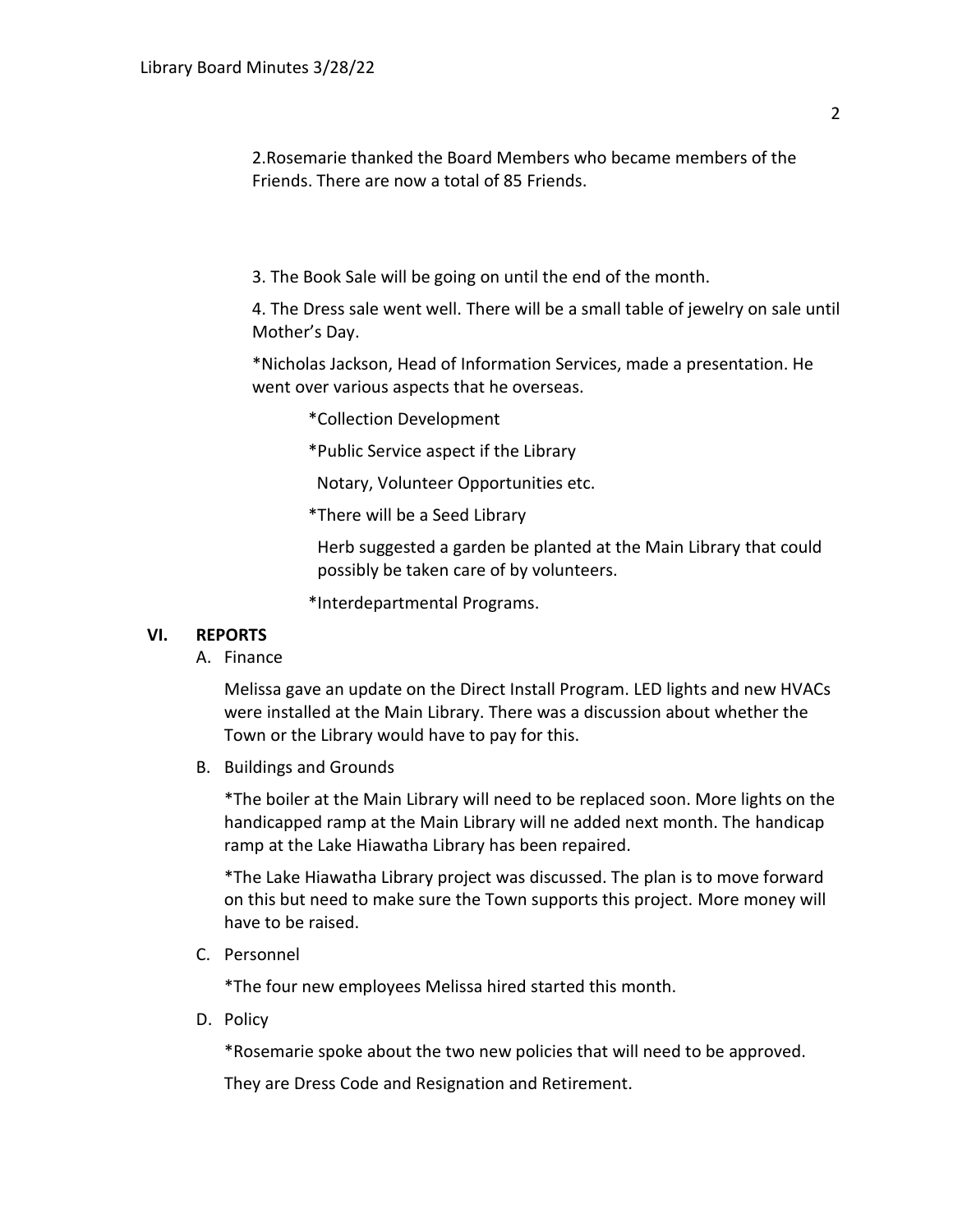2.Rosemarie thanked the Board Members who became members of the Friends. There are now a total of 85 Friends.

3. The Book Sale will be going on until the end of the month.

4. The Dress sale went well. There will be a small table of jewelry on sale until Mother's Day.

*Nicholas Jackson, Head of Information Services, made a presentation. He went over various aspects that he overseas.

*Collection Development

*Public Service aspect if the Library

Notary, Volunteer Opportunities etc.

*There will be a Seed Library

Herb suggested a garden be planted at the Main Library that could possibly be taken care of by volunteers.

*Interdepartmental Programs.

## VI. REPORTS

A. Finance

Melissa gave an update on the Direct Install Program. LED lights and new HVACs were installed at the Main Library. There was a discussion about whether the Town or the Library would have to pay for this.

B. Buildings and Grounds

*The boiler at the Main Library will need to be replaced soon. More lights on the handicapped ramp at the Main Library will ne added next month. The handicap ramp at the Lake Hiawatha Library has been repaired.

*The Lake Hiawatha Library project was discussed. The plan is to move forward on this but need to make sure the Town supports this project. More money will have to be raised.

C. Personnel

*The four new employees Melissa hired started this month.

D. Policy

*Rosemarie spoke about the two new policies that will need to be approved.

They are Dress Code and Resignation and Retirement.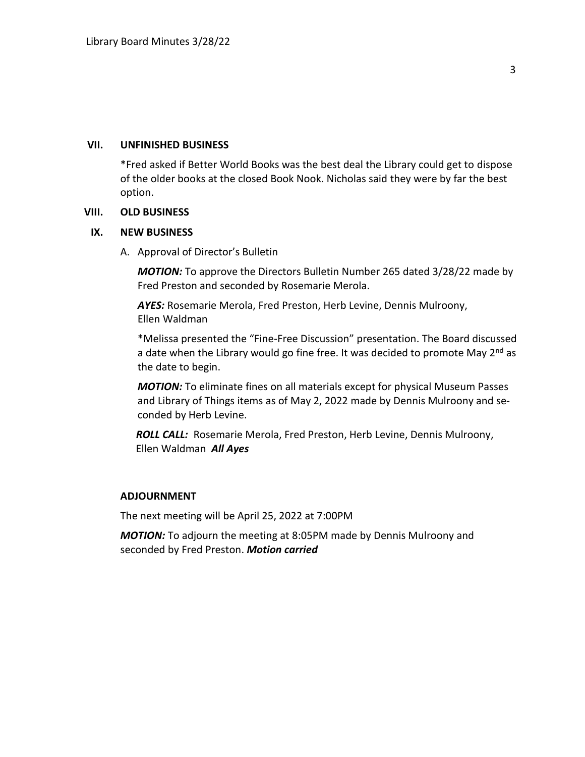## VII. UNFINISHED BUSINESS

*Fred asked if Better World Books was the best deal the Library could get to dispose of the older books at the closed Book Nook. Nicholas said they were by far the best option.

## VIII. OLD BUSINESS

## IX. NEW BUSINESS

A. Approval of Director's Bulletin

***MOTION:*** To approve the Directors Bulletin Number 265 dated 3/28/22 made by Fred Preston and seconded by Rosemarie Merola.

***AYES:*** Rosemarie Merola, Fred Preston, Herb Levine, Dennis Mulroony, Ellen Waldman

*Melissa presented the "Fine-Free Discussion" presentation. The Board discussed a date when the Library would go fine free. It was decided to promote May 2nd as the date to begin.

***MOTION:*** To eliminate fines on all materials except for physical Museum Passes and Library of Things items as of May 2, 2022 made by Dennis Mulroony and seconded by Herb Levine.

***ROLL CALL:*** Rosemarie Merola, Fred Preston, Herb Levine, Dennis Mulroony, Ellen Waldman ***All Ayes***

## ADJOURNMENT

The next meeting will be April 25, 2022 at 7:00PM

***MOTION:*** To adjourn the meeting at 8:05PM made by Dennis Mulroony and seconded by Fred Preston. ***Motion carried***